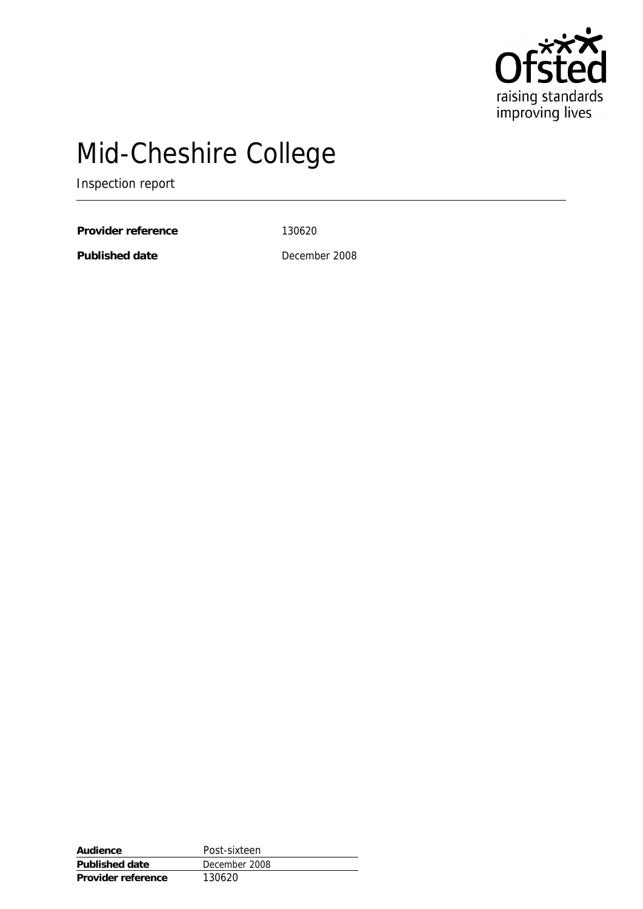Ofsted

raising standards
improving lives

# Mid-Cheshire College

Inspection report

**Provider reference** 130620

**Published date** December 2008

| **Audience** | Post-sixteen |
|---|---|
| **Published date** | December 2008 |
| **Provider reference** | 130620 |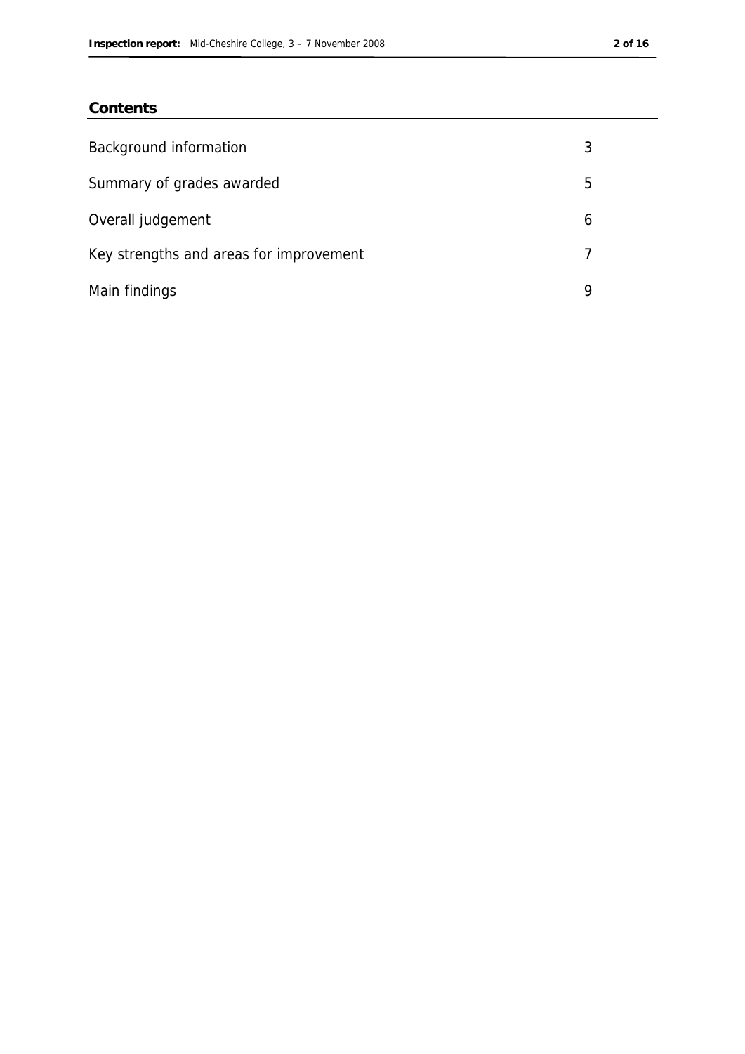## Contents

| | |
|---|---|
| Background information | 3 |
| Summary of grades awarded | 5 |
| Overall judgement | 6 |
| Key strengths and areas for improvement | 7 |
| Main findings | 9 |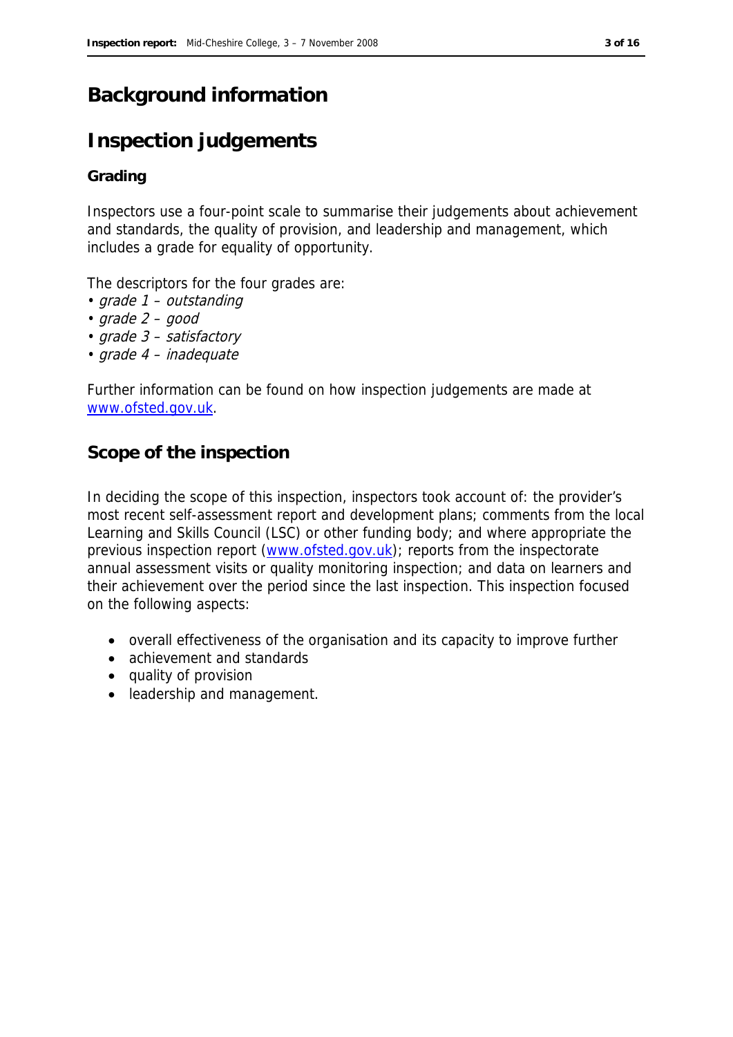# Background information

# Inspection judgements

### Grading

Inspectors use a four-point scale to summarise their judgements about achievement and standards, the quality of provision, and leadership and management, which includes a grade for equality of opportunity.

The descriptors for the four grades are:

- *grade 1 – outstanding*
- *grade 2 – good*
- *grade 3 – satisfactory*
- *grade 4 – inadequate*

Further information can be found on how inspection judgements are made at [www.ofsted.gov.uk](www.ofsted.gov.uk).

## Scope of the inspection

In deciding the scope of this inspection, inspectors took account of: the provider's most recent self-assessment report and development plans; comments from the local Learning and Skills Council (LSC) or other funding body; and where appropriate the previous inspection report ([www.ofsted.gov.uk](www.ofsted.gov.uk)); reports from the inspectorate annual assessment visits or quality monitoring inspection; and data on learners and their achievement over the period since the last inspection. This inspection focused on the following aspects:

- overall effectiveness of the organisation and its capacity to improve further
- achievement and standards
- quality of provision
- leadership and management.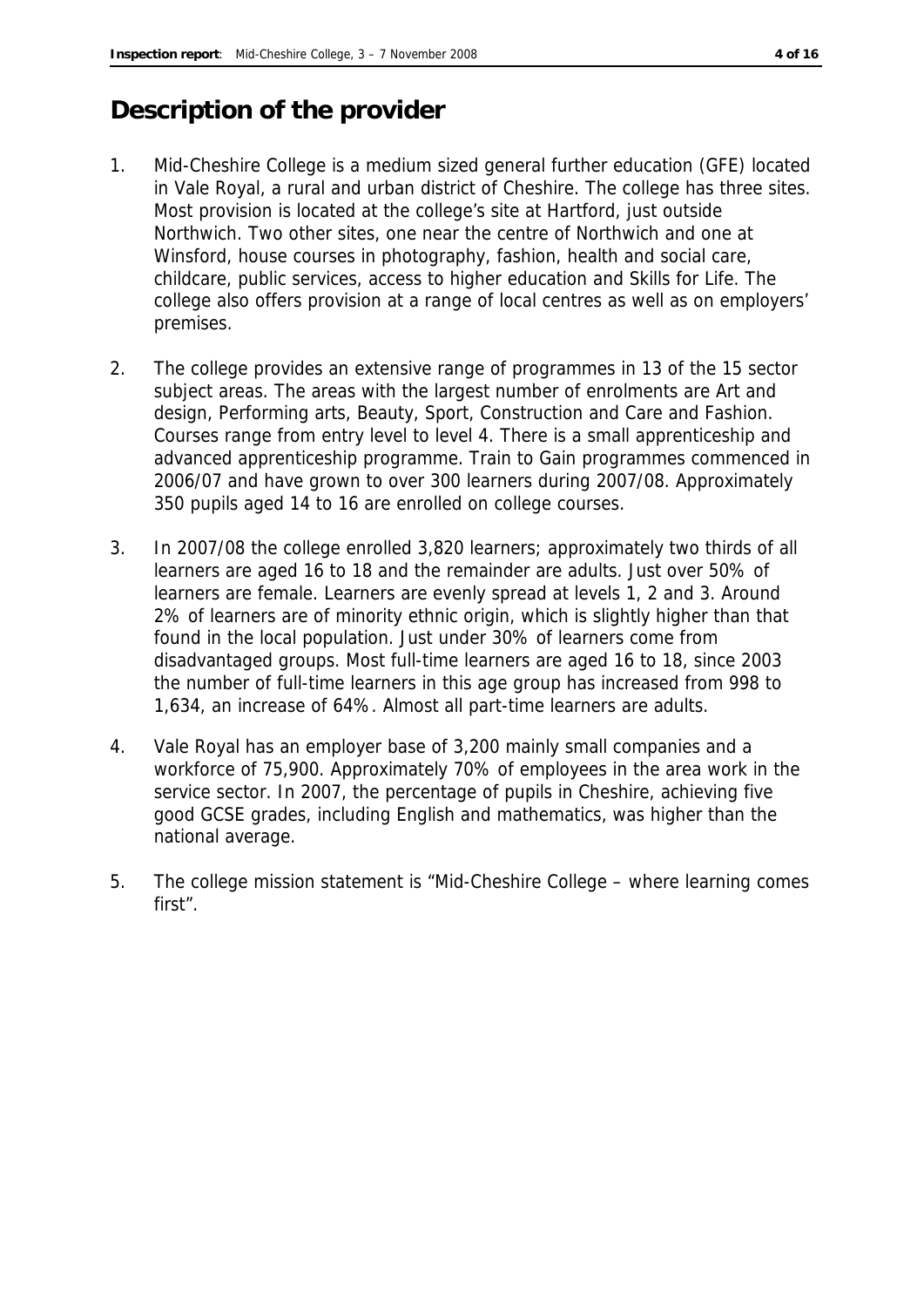## Description of the provider

1. Mid-Cheshire College is a medium sized general further education (GFE) located in Vale Royal, a rural and urban district of Cheshire. The college has three sites. Most provision is located at the college's site at Hartford, just outside Northwich. Two other sites, one near the centre of Northwich and one at Winsford, house courses in photography, fashion, health and social care, childcare, public services, access to higher education and Skills for Life. The college also offers provision at a range of local centres as well as on employers' premises.

2. The college provides an extensive range of programmes in 13 of the 15 sector subject areas. The areas with the largest number of enrolments are Art and design, Performing arts, Beauty, Sport, Construction and Care and Fashion. Courses range from entry level to level 4. There is a small apprenticeship and advanced apprenticeship programme. Train to Gain programmes commenced in 2006/07 and have grown to over 300 learners during 2007/08. Approximately 350 pupils aged 14 to 16 are enrolled on college courses.

3. In 2007/08 the college enrolled 3,820 learners; approximately two thirds of all learners are aged 16 to 18 and the remainder are adults. Just over 50% of learners are female. Learners are evenly spread at levels 1, 2 and 3. Around 2% of learners are of minority ethnic origin, which is slightly higher than that found in the local population. Just under 30% of learners come from disadvantaged groups. Most full-time learners are aged 16 to 18, since 2003 the number of full-time learners in this age group has increased from 998 to 1,634, an increase of 64%. Almost all part-time learners are adults.

4. Vale Royal has an employer base of 3,200 mainly small companies and a workforce of 75,900. Approximately 70% of employees in the area work in the service sector. In 2007, the percentage of pupils in Cheshire, achieving five good GCSE grades, including English and mathematics, was higher than the national average.

5. The college mission statement is "Mid-Cheshire College – where learning comes first".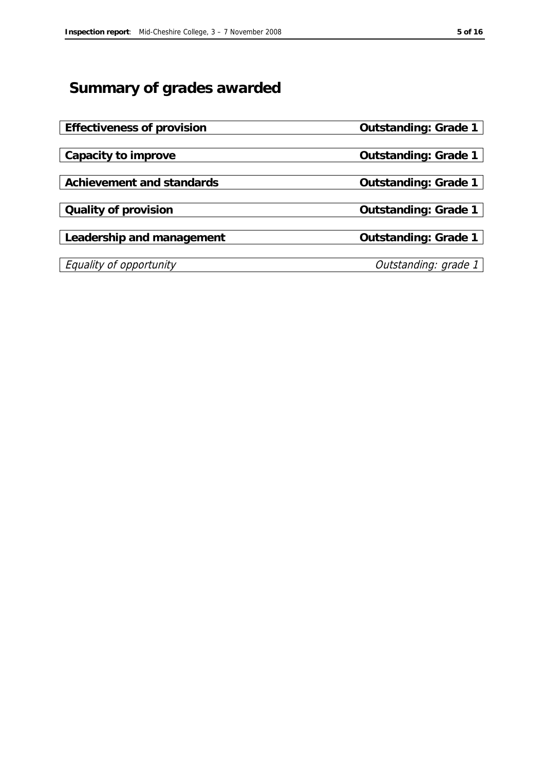# Summary of grades awarded

| | |
|---|---|
| **Effectiveness of provision** | **Outstanding: Grade 1** |
| **Capacity to improve** | **Outstanding: Grade 1** |
| **Achievement and standards** | **Outstanding: Grade 1** |
| **Quality of provision** | **Outstanding: Grade 1** |
| **Leadership and management** | **Outstanding: Grade 1** |
| *Equality of opportunity* | *Outstanding: grade 1* |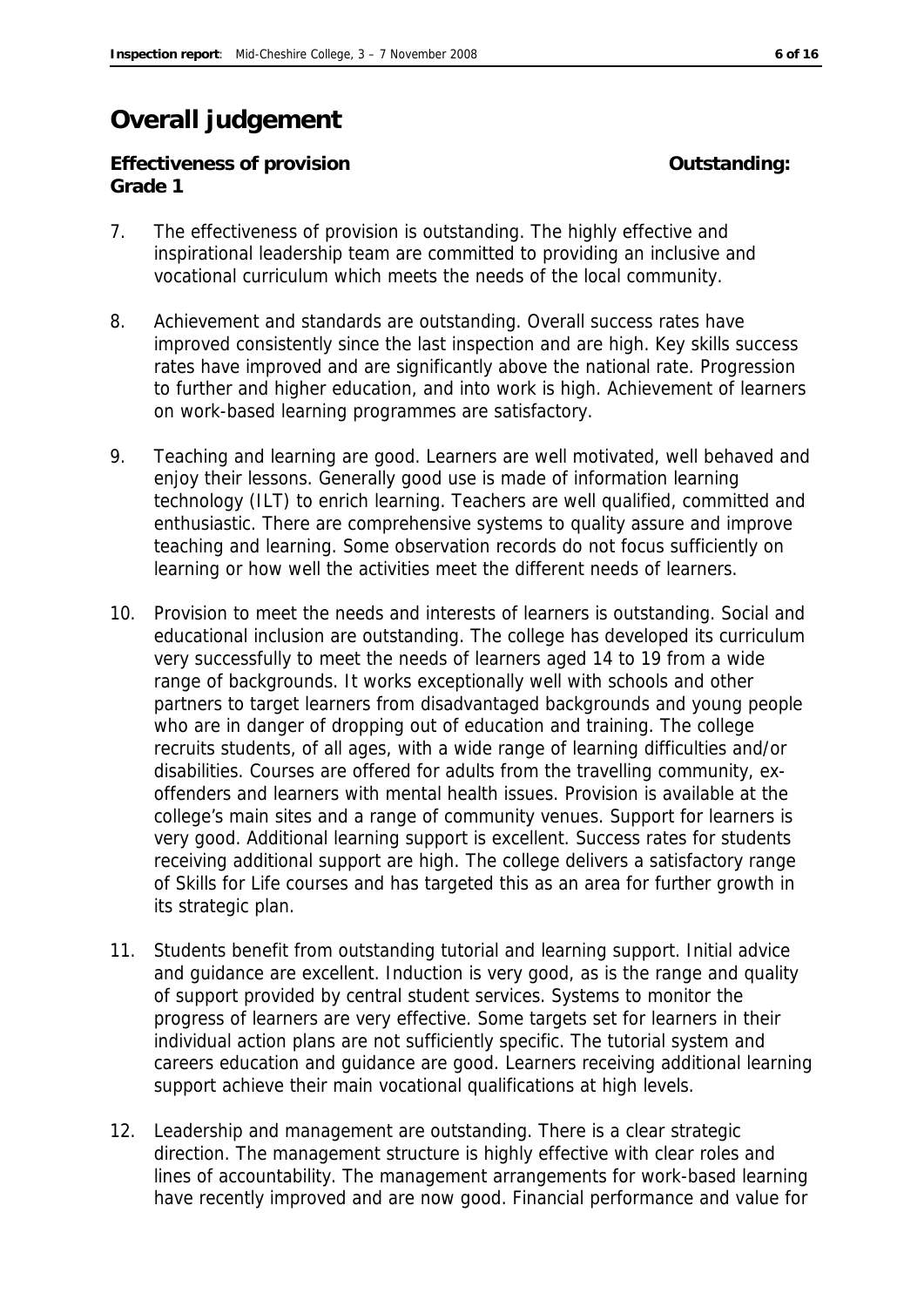# Overall judgement

**Effectiveness of provision** **Outstanding: Grade 1**

7. The effectiveness of provision is outstanding. The highly effective and inspirational leadership team are committed to providing an inclusive and vocational curriculum which meets the needs of the local community.

8. Achievement and standards are outstanding. Overall success rates have improved consistently since the last inspection and are high. Key skills success rates have improved and are significantly above the national rate. Progression to further and higher education, and into work is high. Achievement of learners on work-based learning programmes are satisfactory.

9. Teaching and learning are good. Learners are well motivated, well behaved and enjoy their lessons. Generally good use is made of information learning technology (ILT) to enrich learning. Teachers are well qualified, committed and enthusiastic. There are comprehensive systems to quality assure and improve teaching and learning. Some observation records do not focus sufficiently on learning or how well the activities meet the different needs of learners.

10. Provision to meet the needs and interests of learners is outstanding. Social and educational inclusion are outstanding. The college has developed its curriculum very successfully to meet the needs of learners aged 14 to 19 from a wide range of backgrounds. It works exceptionally well with schools and other partners to target learners from disadvantaged backgrounds and young people who are in danger of dropping out of education and training. The college recruits students, of all ages, with a wide range of learning difficulties and/or disabilities. Courses are offered for adults from the travelling community, ex-offenders and learners with mental health issues. Provision is available at the college's main sites and a range of community venues. Support for learners is very good. Additional learning support is excellent. Success rates for students receiving additional support are high. The college delivers a satisfactory range of Skills for Life courses and has targeted this as an area for further growth in its strategic plan.

11. Students benefit from outstanding tutorial and learning support. Initial advice and guidance are excellent. Induction is very good, as is the range and quality of support provided by central student services. Systems to monitor the progress of learners are very effective. Some targets set for learners in their individual action plans are not sufficiently specific. The tutorial system and careers education and guidance are good. Learners receiving additional learning support achieve their main vocational qualifications at high levels.

12. Leadership and management are outstanding. There is a clear strategic direction. The management structure is highly effective with clear roles and lines of accountability. The management arrangements for work-based learning have recently improved and are now good. Financial performance and value for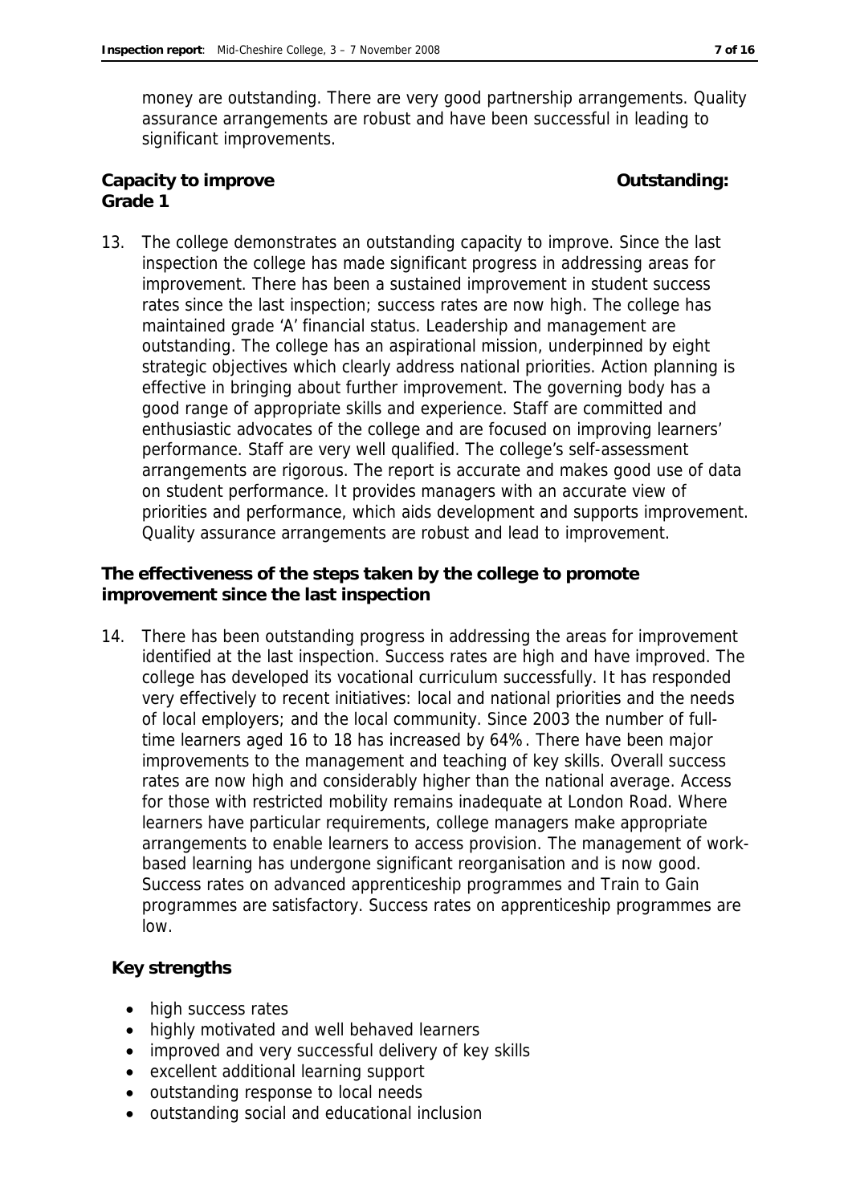money are outstanding. There are very good partnership arrangements. Quality assurance arrangements are robust and have been successful in leading to significant improvements.

**Capacity to improve Outstanding: Grade 1**

13. The college demonstrates an outstanding capacity to improve. Since the last inspection the college has made significant progress in addressing areas for improvement. There has been a sustained improvement in student success rates since the last inspection; success rates are now high. The college has maintained grade 'A' financial status. Leadership and management are outstanding. The college has an aspirational mission, underpinned by eight strategic objectives which clearly address national priorities. Action planning is effective in bringing about further improvement. The governing body has a good range of appropriate skills and experience. Staff are committed and enthusiastic advocates of the college and are focused on improving learners' performance. Staff are very well qualified. The college's self-assessment arrangements are rigorous. The report is accurate and makes good use of data on student performance. It provides managers with an accurate view of priorities and performance, which aids development and supports improvement. Quality assurance arrangements are robust and lead to improvement.

**The effectiveness of the steps taken by the college to promote improvement since the last inspection**

14. There has been outstanding progress in addressing the areas for improvement identified at the last inspection. Success rates are high and have improved. The college has developed its vocational curriculum successfully. It has responded very effectively to recent initiatives: local and national priorities and the needs of local employers; and the local community. Since 2003 the number of full-time learners aged 16 to 18 has increased by 64%. There have been major improvements to the management and teaching of key skills. Overall success rates are now high and considerably higher than the national average. Access for those with restricted mobility remains inadequate at London Road. Where learners have particular requirements, college managers make appropriate arrangements to enable learners to access provision. The management of work-based learning has undergone significant reorganisation and is now good. Success rates on advanced apprenticeship programmes and Train to Gain programmes are satisfactory. Success rates on apprenticeship programmes are low.

**Key strengths**

- high success rates
- highly motivated and well behaved learners
- improved and very successful delivery of key skills
- excellent additional learning support
- outstanding response to local needs
- outstanding social and educational inclusion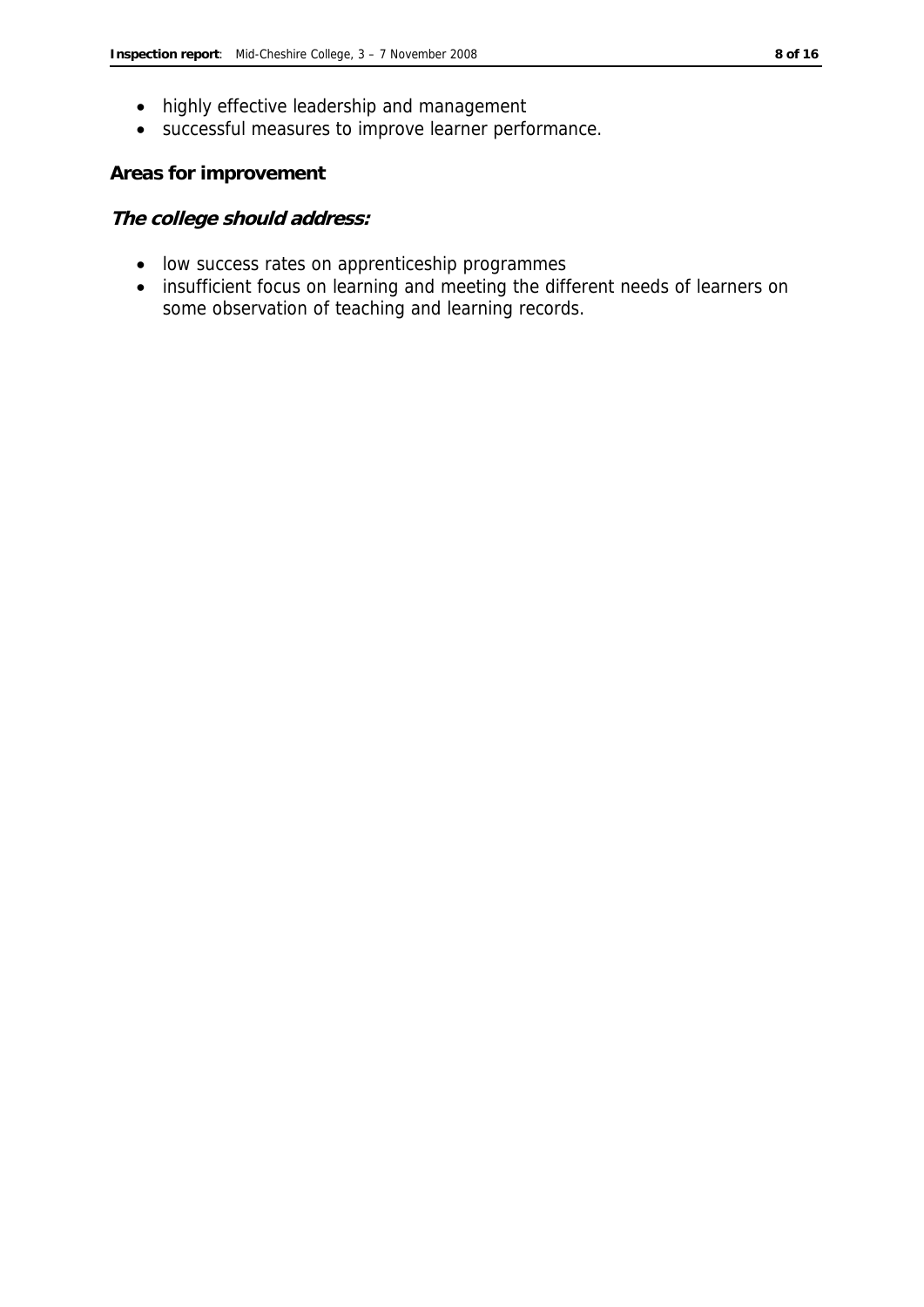- highly effective leadership and management
- successful measures to improve learner performance.

**Areas for improvement**

***The college should address:***

- low success rates on apprenticeship programmes
- insufficient focus on learning and meeting the different needs of learners on some observation of teaching and learning records.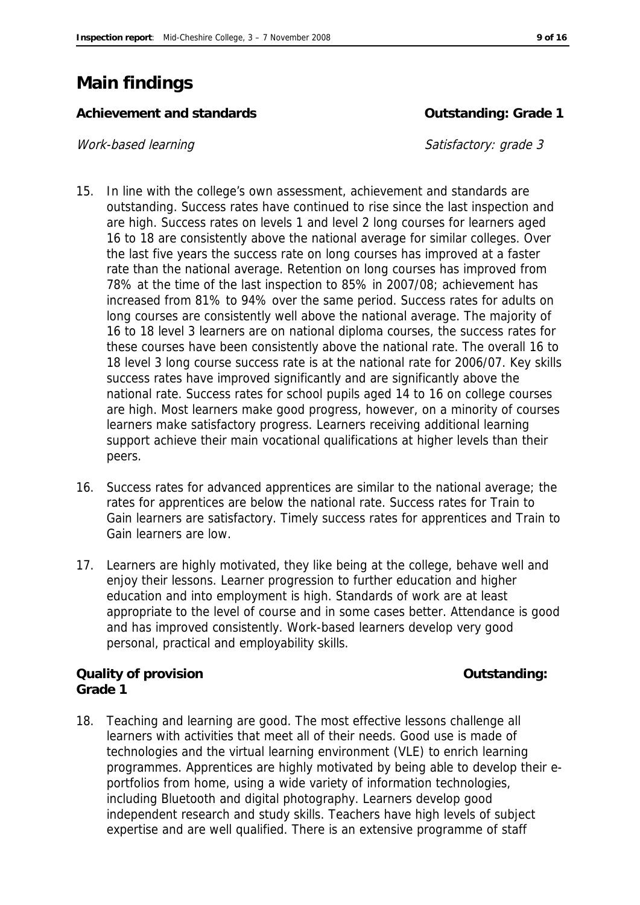# Main findings

**Achievement and standards** **Outstanding: Grade 1**

*Work-based learning* *Satisfactory: grade 3*

15. In line with the college's own assessment, achievement and standards are outstanding. Success rates have continued to rise since the last inspection and are high. Success rates on levels 1 and level 2 long courses for learners aged 16 to 18 are consistently above the national average for similar colleges. Over the last five years the success rate on long courses has improved at a faster rate than the national average. Retention on long courses has improved from 78% at the time of the last inspection to 85% in 2007/08; achievement has increased from 81% to 94% over the same period. Success rates for adults on long courses are consistently well above the national average. The majority of 16 to 18 level 3 learners are on national diploma courses, the success rates for these courses have been consistently above the national rate. The overall 16 to 18 level 3 long course success rate is at the national rate for 2006/07. Key skills success rates have improved significantly and are significantly above the national rate. Success rates for school pupils aged 14 to 16 on college courses are high. Most learners make good progress, however, on a minority of courses learners make satisfactory progress. Learners receiving additional learning support achieve their main vocational qualifications at higher levels than their peers.

16. Success rates for advanced apprentices are similar to the national average; the rates for apprentices are below the national rate. Success rates for Train to Gain learners are satisfactory. Timely success rates for apprentices and Train to Gain learners are low.

17. Learners are highly motivated, they like being at the college, behave well and enjoy their lessons. Learner progression to further education and higher education and into employment is high. Standards of work are at least appropriate to the level of course and in some cases better. Attendance is good and has improved consistently. Work-based learners develop very good personal, practical and employability skills.

**Quality of provision** **Outstanding: Grade 1**

18. Teaching and learning are good. The most effective lessons challenge all learners with activities that meet all of their needs. Good use is made of technologies and the virtual learning environment (VLE) to enrich learning programmes. Apprentices are highly motivated by being able to develop their e-portfolios from home, using a wide variety of information technologies, including Bluetooth and digital photography. Learners develop good independent research and study skills. Teachers have high levels of subject expertise and are well qualified. There is an extensive programme of staff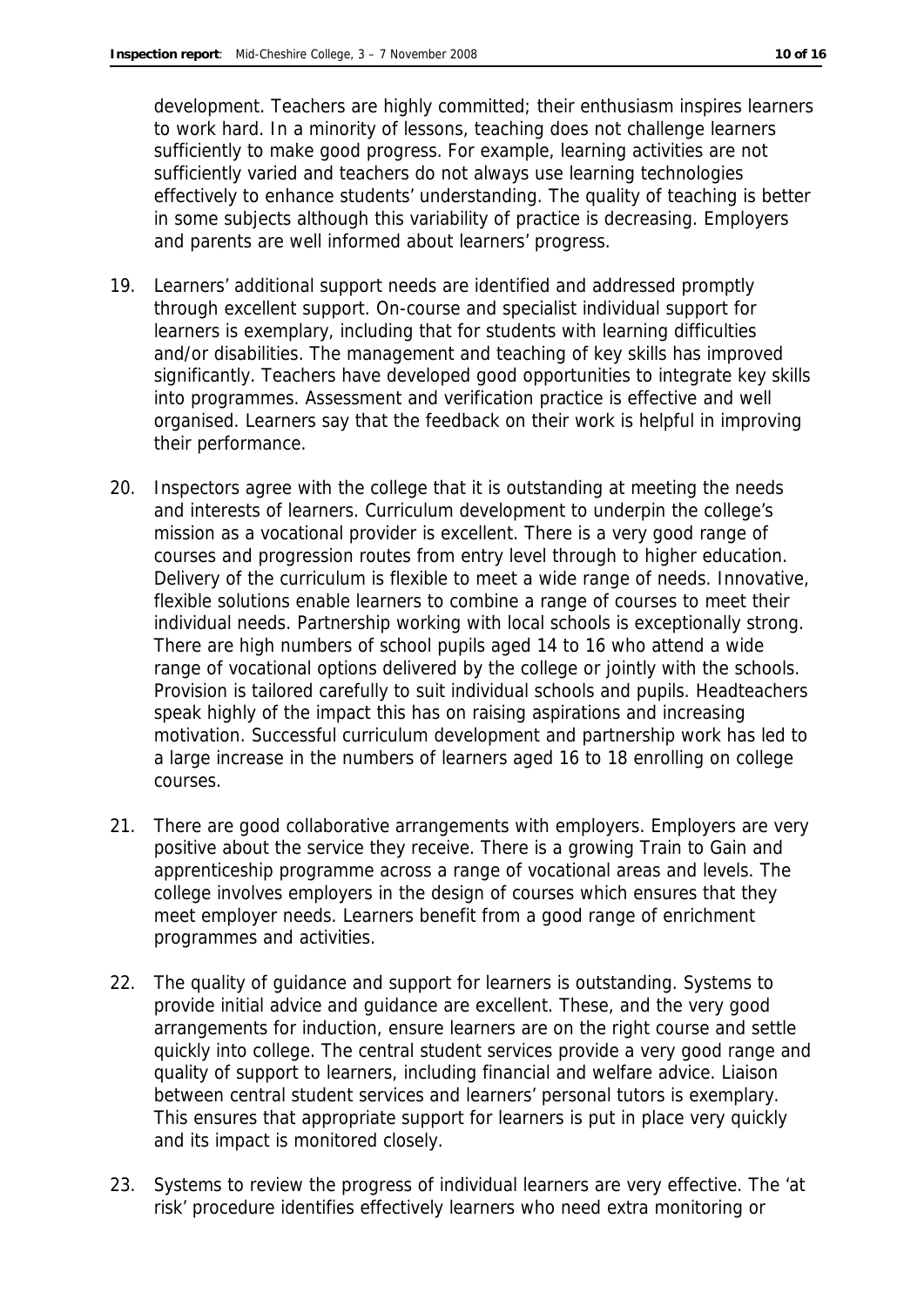development. Teachers are highly committed; their enthusiasm inspires learners to work hard. In a minority of lessons, teaching does not challenge learners sufficiently to make good progress. For example, learning activities are not sufficiently varied and teachers do not always use learning technologies effectively to enhance students' understanding. The quality of teaching is better in some subjects although this variability of practice is decreasing. Employers and parents are well informed about learners' progress.

19. Learners' additional support needs are identified and addressed promptly through excellent support. On-course and specialist individual support for learners is exemplary, including that for students with learning difficulties and/or disabilities. The management and teaching of key skills has improved significantly. Teachers have developed good opportunities to integrate key skills into programmes. Assessment and verification practice is effective and well organised. Learners say that the feedback on their work is helpful in improving their performance.

20. Inspectors agree with the college that it is outstanding at meeting the needs and interests of learners. Curriculum development to underpin the college's mission as a vocational provider is excellent. There is a very good range of courses and progression routes from entry level through to higher education. Delivery of the curriculum is flexible to meet a wide range of needs. Innovative, flexible solutions enable learners to combine a range of courses to meet their individual needs. Partnership working with local schools is exceptionally strong. There are high numbers of school pupils aged 14 to 16 who attend a wide range of vocational options delivered by the college or jointly with the schools. Provision is tailored carefully to suit individual schools and pupils. Headteachers speak highly of the impact this has on raising aspirations and increasing motivation. Successful curriculum development and partnership work has led to a large increase in the numbers of learners aged 16 to 18 enrolling on college courses.

21. There are good collaborative arrangements with employers. Employers are very positive about the service they receive. There is a growing Train to Gain and apprenticeship programme across a range of vocational areas and levels. The college involves employers in the design of courses which ensures that they meet employer needs. Learners benefit from a good range of enrichment programmes and activities.

22. The quality of guidance and support for learners is outstanding. Systems to provide initial advice and guidance are excellent. These, and the very good arrangements for induction, ensure learners are on the right course and settle quickly into college. The central student services provide a very good range and quality of support to learners, including financial and welfare advice. Liaison between central student services and learners' personal tutors is exemplary. This ensures that appropriate support for learners is put in place very quickly and its impact is monitored closely.

23. Systems to review the progress of individual learners are very effective. The 'at risk' procedure identifies effectively learners who need extra monitoring or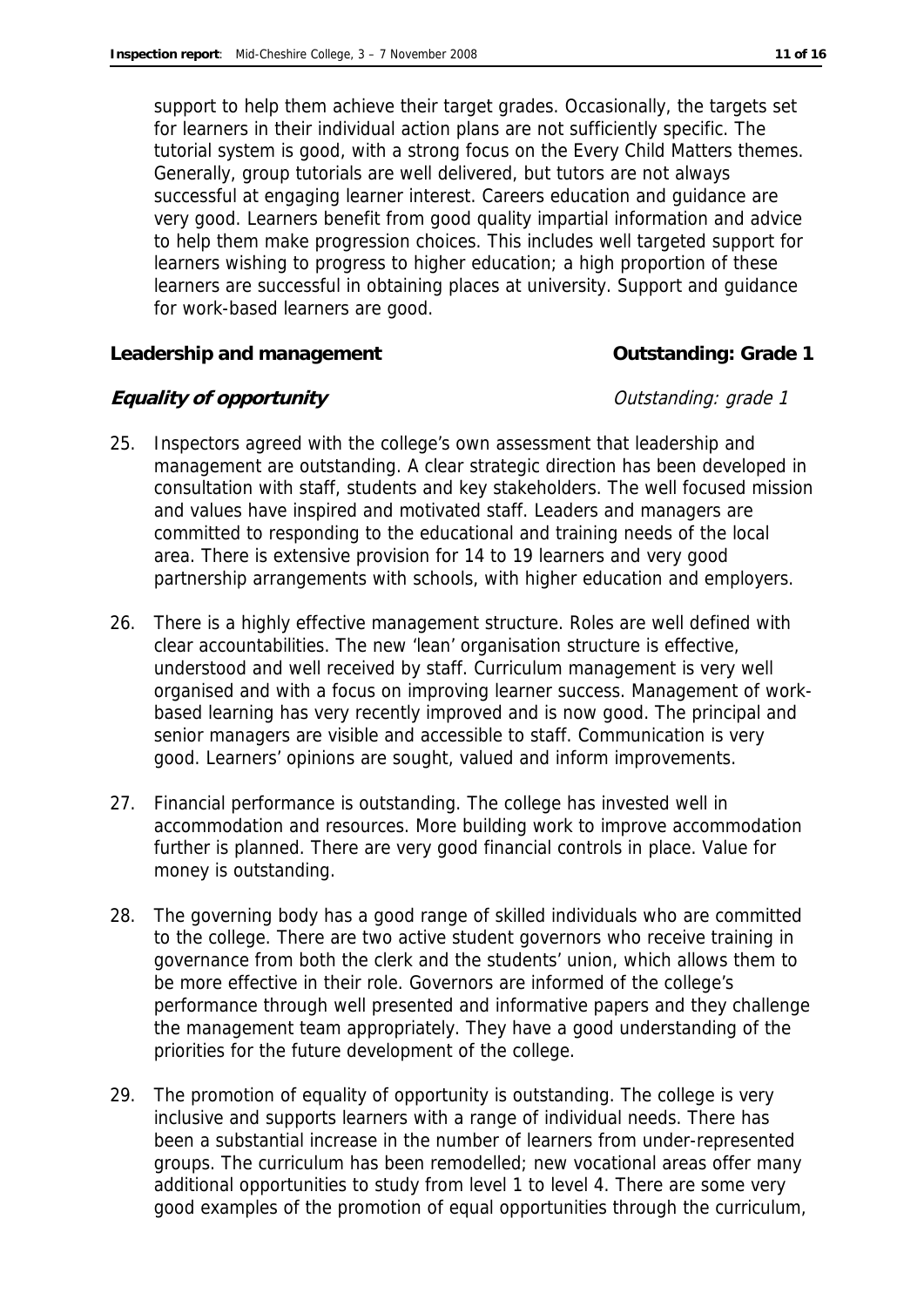support to help them achieve their target grades. Occasionally, the targets set for learners in their individual action plans are not sufficiently specific. The tutorial system is good, with a strong focus on the Every Child Matters themes. Generally, group tutorials are well delivered, but tutors are not always successful at engaging learner interest. Careers education and guidance are very good. Learners benefit from good quality impartial information and advice to help them make progression choices. This includes well targeted support for learners wishing to progress to higher education; a high proportion of these learners are successful in obtaining places at university. Support and guidance for work-based learners are good.

**Leadership and management** **Outstanding: Grade 1**

***Equality of opportunity*** *Outstanding: grade 1*

25. Inspectors agreed with the college's own assessment that leadership and management are outstanding. A clear strategic direction has been developed in consultation with staff, students and key stakeholders. The well focused mission and values have inspired and motivated staff. Leaders and managers are committed to responding to the educational and training needs of the local area. There is extensive provision for 14 to 19 learners and very good partnership arrangements with schools, with higher education and employers.

26. There is a highly effective management structure. Roles are well defined with clear accountabilities. The new 'lean' organisation structure is effective, understood and well received by staff. Curriculum management is very well organised and with a focus on improving learner success. Management of work-based learning has very recently improved and is now good. The principal and senior managers are visible and accessible to staff. Communication is very good. Learners' opinions are sought, valued and inform improvements.

27. Financial performance is outstanding. The college has invested well in accommodation and resources. More building work to improve accommodation further is planned. There are very good financial controls in place. Value for money is outstanding.

28. The governing body has a good range of skilled individuals who are committed to the college. There are two active student governors who receive training in governance from both the clerk and the students' union, which allows them to be more effective in their role. Governors are informed of the college's performance through well presented and informative papers and they challenge the management team appropriately. They have a good understanding of the priorities for the future development of the college.

29. The promotion of equality of opportunity is outstanding. The college is very inclusive and supports learners with a range of individual needs. There has been a substantial increase in the number of learners from under-represented groups. The curriculum has been remodelled; new vocational areas offer many additional opportunities to study from level 1 to level 4. There are some very good examples of the promotion of equal opportunities through the curriculum,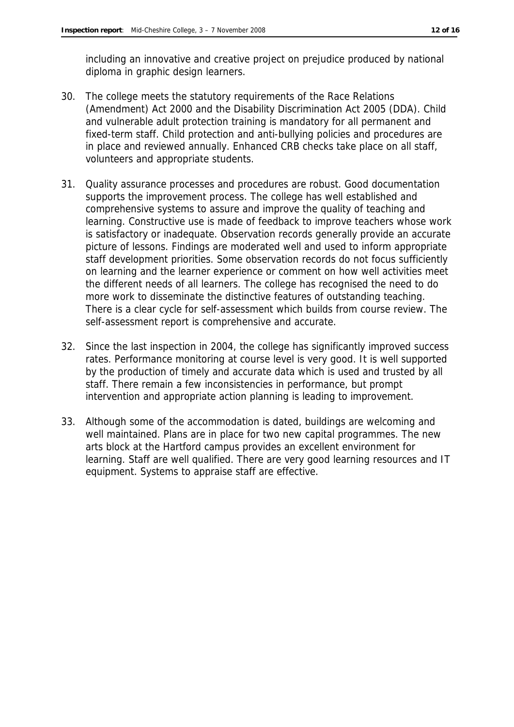including an innovative and creative project on prejudice produced by national diploma in graphic design learners.

30. The college meets the statutory requirements of the Race Relations (Amendment) Act 2000 and the Disability Discrimination Act 2005 (DDA). Child and vulnerable adult protection training is mandatory for all permanent and fixed-term staff. Child protection and anti-bullying policies and procedures are in place and reviewed annually. Enhanced CRB checks take place on all staff, volunteers and appropriate students.

31. Quality assurance processes and procedures are robust. Good documentation supports the improvement process. The college has well established and comprehensive systems to assure and improve the quality of teaching and learning. Constructive use is made of feedback to improve teachers whose work is satisfactory or inadequate. Observation records generally provide an accurate picture of lessons. Findings are moderated well and used to inform appropriate staff development priorities. Some observation records do not focus sufficiently on learning and the learner experience or comment on how well activities meet the different needs of all learners. The college has recognised the need to do more work to disseminate the distinctive features of outstanding teaching. There is a clear cycle for self-assessment which builds from course review. The self-assessment report is comprehensive and accurate.

32. Since the last inspection in 2004, the college has significantly improved success rates. Performance monitoring at course level is very good. It is well supported by the production of timely and accurate data which is used and trusted by all staff. There remain a few inconsistencies in performance, but prompt intervention and appropriate action planning is leading to improvement.

33. Although some of the accommodation is dated, buildings are welcoming and well maintained. Plans are in place for two new capital programmes. The new arts block at the Hartford campus provides an excellent environment for learning. Staff are well qualified. There are very good learning resources and IT equipment. Systems to appraise staff are effective.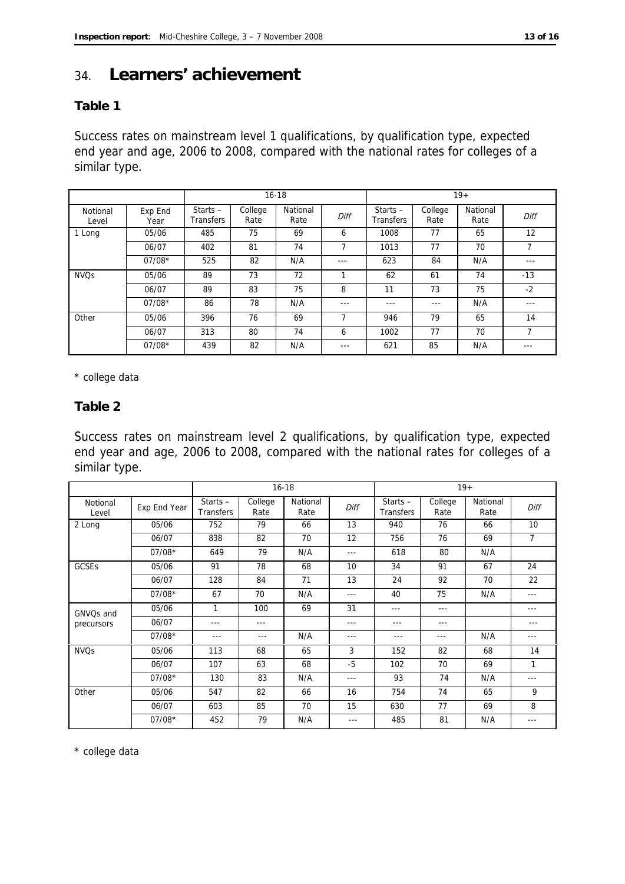# 34. Learners' achievement

### Table 1

Success rates on mainstream level 1 qualifications, by qualification type, expected end year and age, 2006 to 2008, compared with the national rates for colleges of a similar type.

| | | 16-18 | | | | 19+ | | | |
|---|---|---|---|---|---|---|---|---|---|
| Notional Level | Exp End Year | Starts – Transfers | College Rate | National Rate | *Diff* | Starts – Transfers | College Rate | National Rate | *Diff* |
| 1 Long | 05/06 | 485 | 75 | 69 | 6 | 1008 | 77 | 65 | 12 |
| | 06/07 | 402 | 81 | 74 | 7 | 1013 | 77 | 70 | 7 |
| | 07/08* | 525 | 82 | N/A | --- | 623 | 84 | N/A | --- |
| NVQs | 05/06 | 89 | 73 | 72 | 1 | 62 | 61 | 74 | -13 |
| | 06/07 | 89 | 83 | 75 | 8 | 11 | 73 | 75 | -2 |
| | 07/08* | 86 | 78 | N/A | --- | --- | --- | N/A | --- |
| Other | 05/06 | 396 | 76 | 69 | 7 | 946 | 79 | 65 | 14 |
| | 06/07 | 313 | 80 | 74 | 6 | 1002 | 77 | 70 | 7 |
| | 07/08* | 439 | 82 | N/A | --- | 621 | 85 | N/A | --- |

\* college data

### Table 2

Success rates on mainstream level 2 qualifications, by qualification type, expected end year and age, 2006 to 2008, compared with the national rates for colleges of a similar type.

| | | 16-18 | | | | 19+ | | | |
|---|---|---|---|---|---|---|---|---|---|
| Notional Level | Exp End Year | Starts – Transfers | College Rate | National Rate | *Diff* | Starts – Transfers | College Rate | National Rate | *Diff* |
| 2 Long | 05/06 | 752 | 79 | 66 | 13 | 940 | 76 | 66 | 10 |
| | 06/07 | 838 | 82 | 70 | 12 | 756 | 76 | 69 | 7 |
| | 07/08* | 649 | 79 | N/A | --- | 618 | 80 | N/A | |
| GCSEs | 05/06 | 91 | 78 | 68 | 10 | 34 | 91 | 67 | 24 |
| | 06/07 | 128 | 84 | 71 | 13 | 24 | 92 | 70 | 22 |
| | 07/08* | 67 | 70 | N/A | --- | 40 | 75 | N/A | --- |
| GNVQs and precursors | 05/06 | 1 | 100 | 69 | 31 | --- | --- | | --- |
| | 06/07 | --- | --- | | --- | --- | --- | | --- |
| | 07/08* | --- | --- | N/A | --- | --- | --- | N/A | --- |
| NVQs | 05/06 | 113 | 68 | 65 | 3 | 152 | 82 | 68 | 14 |
| | 06/07 | 107 | 63 | 68 | -5 | 102 | 70 | 69 | 1 |
| | 07/08* | 130 | 83 | N/A | --- | 93 | 74 | N/A | --- |
| Other | 05/06 | 547 | 82 | 66 | 16 | 754 | 74 | 65 | 9 |
| | 06/07 | 603 | 85 | 70 | 15 | 630 | 77 | 69 | 8 |
| | 07/08* | 452 | 79 | N/A | --- | 485 | 81 | N/A | --- |

\* college data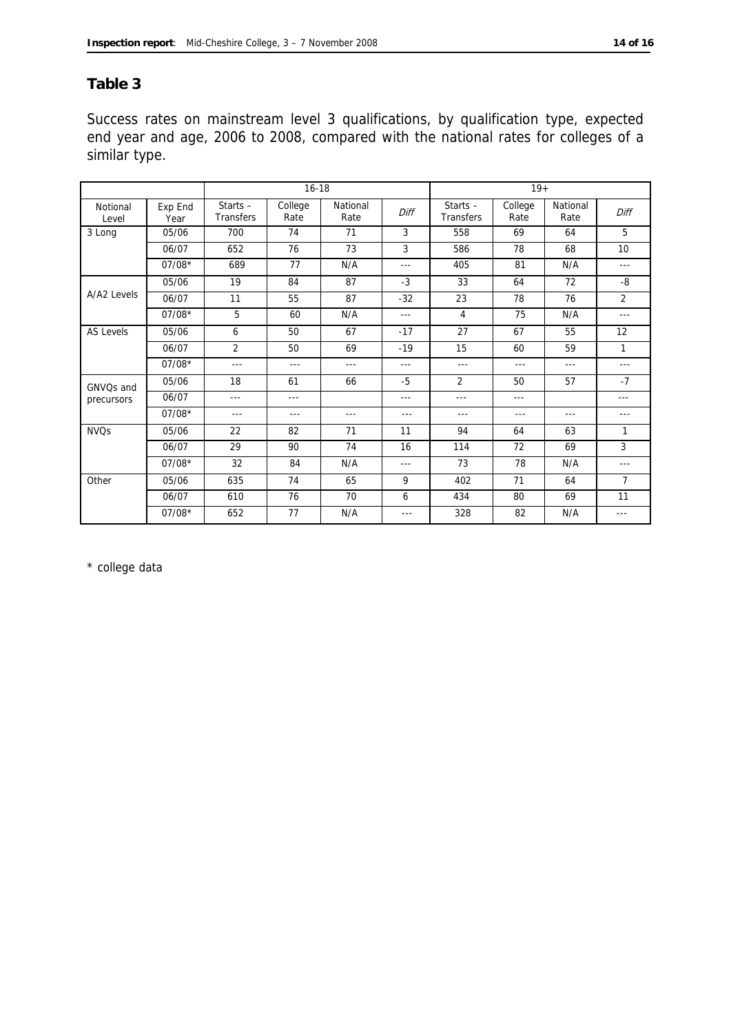## Table 3

Success rates on mainstream level 3 qualifications, by qualification type, expected end year and age, 2006 to 2008, compared with the national rates for colleges of a similar type.

| | | 16-18 | | | | 19+ | | | |
|---|---|---|---|---|---|---|---|---|---|
| Notional Level | Exp End Year | Starts – Transfers | College Rate | National Rate | *Diff* | Starts – Transfers | College Rate | National Rate | *Diff* |
| 3 Long | 05/06 | 700 | 74 | 71 | 3 | 558 | 69 | 64 | 5 |
| | 06/07 | 652 | 76 | 73 | 3 | 586 | 78 | 68 | 10 |
| | 07/08* | 689 | 77 | N/A | --- | 405 | 81 | N/A | --- |
| A/A2 Levels | 05/06 | 19 | 84 | 87 | -3 | 33 | 64 | 72 | -8 |
| | 06/07 | 11 | 55 | 87 | -32 | 23 | 78 | 76 | 2 |
| | 07/08* | 5 | 60 | N/A | --- | 4 | 75 | N/A | --- |
| AS Levels | 05/06 | 6 | 50 | 67 | -17 | 27 | 67 | 55 | 12 |
| | 06/07 | 2 | 50 | 69 | -19 | 15 | 60 | 59 | 1 |
| | 07/08* | --- | --- | --- | --- | --- | --- | --- | --- |
| GNVQs and precursors | 05/06 | 18 | 61 | 66 | -5 | 2 | 50 | 57 | -7 |
| | 06/07 | --- | --- | | --- | --- | --- | | --- |
| | 07/08* | --- | --- | --- | --- | --- | --- | --- | --- |
| NVQs | 05/06 | 22 | 82 | 71 | 11 | 94 | 64 | 63 | 1 |
| | 06/07 | 29 | 90 | 74 | 16 | 114 | 72 | 69 | 3 |
| | 07/08* | 32 | 84 | N/A | --- | 73 | 78 | N/A | --- |
| Other | 05/06 | 635 | 74 | 65 | 9 | 402 | 71 | 64 | 7 |
| | 06/07 | 610 | 76 | 70 | 6 | 434 | 80 | 69 | 11 |
| | 07/08* | 652 | 77 | N/A | --- | 328 | 82 | N/A | --- |

\* college data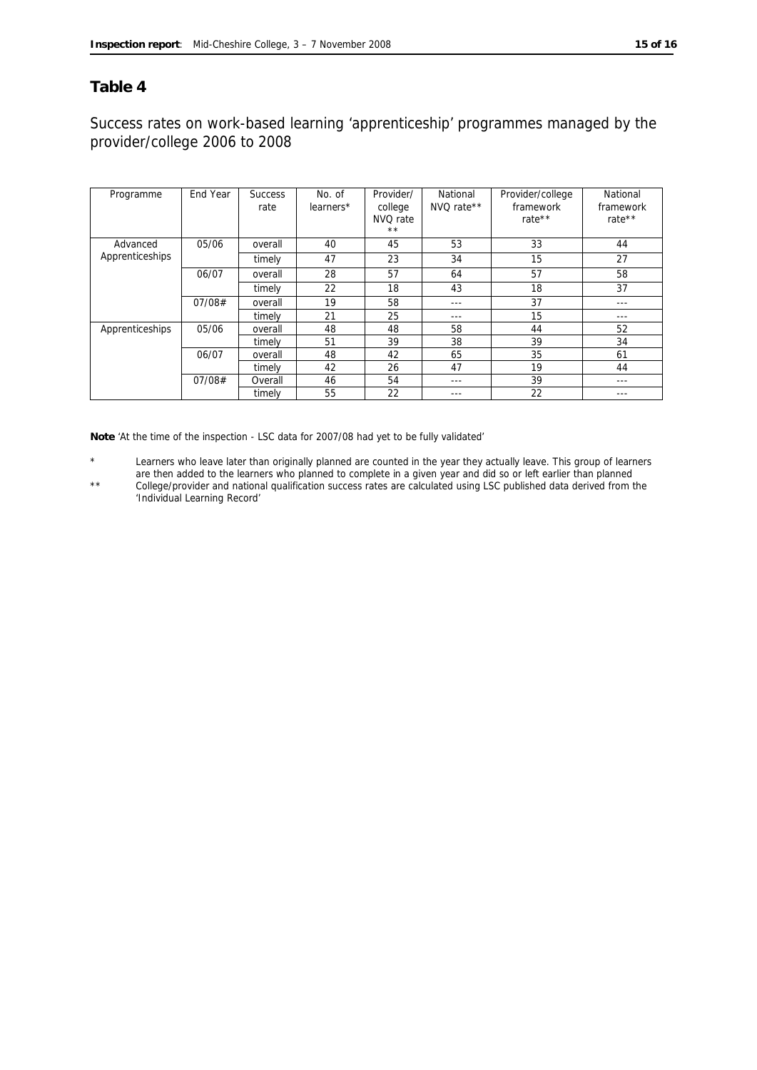## Table 4

Success rates on work-based learning 'apprenticeship' programmes managed by the provider/college 2006 to 2008

| Programme | End Year | Success rate | No. of learners* | Provider/ college NVQ rate ** | National NVQ rate** | Provider/college framework rate** | National framework rate** |
|---|---|---|---|---|---|---|---|
| Advanced Apprenticeships | 05/06 | overall | 40 | 45 | 53 | 33 | 44 |
| | | timely | 47 | 23 | 34 | 15 | 27 |
| | 06/07 | overall | 28 | 57 | 64 | 57 | 58 |
| | | timely | 22 | 18 | 43 | 18 | 37 |
| | 07/08# | overall | 19 | 58 | --- | 37 | --- |
| | | timely | 21 | 25 | --- | 15 | --- |
| Apprenticeships | 05/06 | overall | 48 | 48 | 58 | 44 | 52 |
| | | timely | 51 | 39 | 38 | 39 | 34 |
| | 06/07 | overall | 48 | 42 | 65 | 35 | 61 |
| | | timely | 42 | 26 | 47 | 19 | 44 |
| | 07/08# | Overall | 46 | 54 | --- | 39 | --- |
| | | timely | 55 | 22 | --- | 22 | --- |

**Note** 'At the time of the inspection - LSC data for 2007/08 had yet to be fully validated'

\* Learners who leave later than originally planned are counted in the year they actually leave. This group of learners are then added to the learners who planned to complete in a given year and did so or left earlier than planned

\*\* College/provider and national qualification success rates are calculated using LSC published data derived from the 'Individual Learning Record'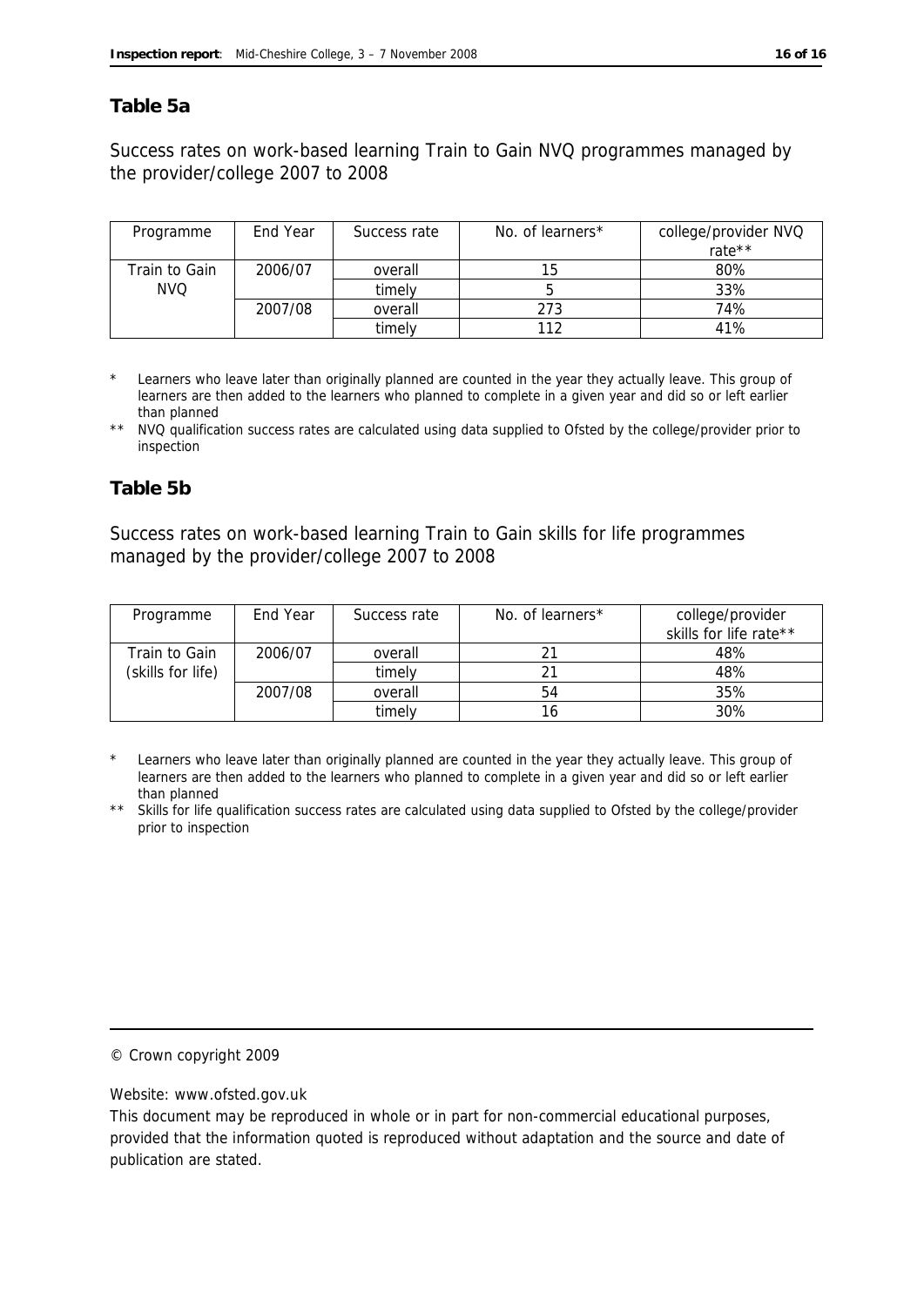## Table 5a

Success rates on work-based learning Train to Gain NVQ programmes managed by the provider/college 2007 to 2008

| Programme | End Year | Success rate | No. of learners* | college/provider NVQ rate** |
|---|---|---|---|---|
| Train to Gain NVQ | 2006/07 | overall | 15 | 80% |
| | | timely | 5 | 33% |
| | 2007/08 | overall | 273 | 74% |
| | | timely | 112 | 41% |

\* Learners who leave later than originally planned are counted in the year they actually leave. This group of learners are then added to the learners who planned to complete in a given year and did so or left earlier than planned

\*\* NVQ qualification success rates are calculated using data supplied to Ofsted by the college/provider prior to inspection

## Table 5b

Success rates on work-based learning Train to Gain skills for life programmes managed by the provider/college 2007 to 2008

| Programme | End Year | Success rate | No. of learners* | college/provider skills for life rate** |
|---|---|---|---|---|
| Train to Gain (skills for life) | 2006/07 | overall | 21 | 48% |
| | | timely | 21 | 48% |
| | 2007/08 | overall | 54 | 35% |
| | | timely | 16 | 30% |

\* Learners who leave later than originally planned are counted in the year they actually leave. This group of learners are then added to the learners who planned to complete in a given year and did so or left earlier than planned

\*\* Skills for life qualification success rates are calculated using data supplied to Ofsted by the college/provider prior to inspection

---

© Crown copyright 2009

Website: www.ofsted.gov.uk

This document may be reproduced in whole or in part for non-commercial educational purposes, provided that the information quoted is reproduced without adaptation and the source and date of publication are stated.